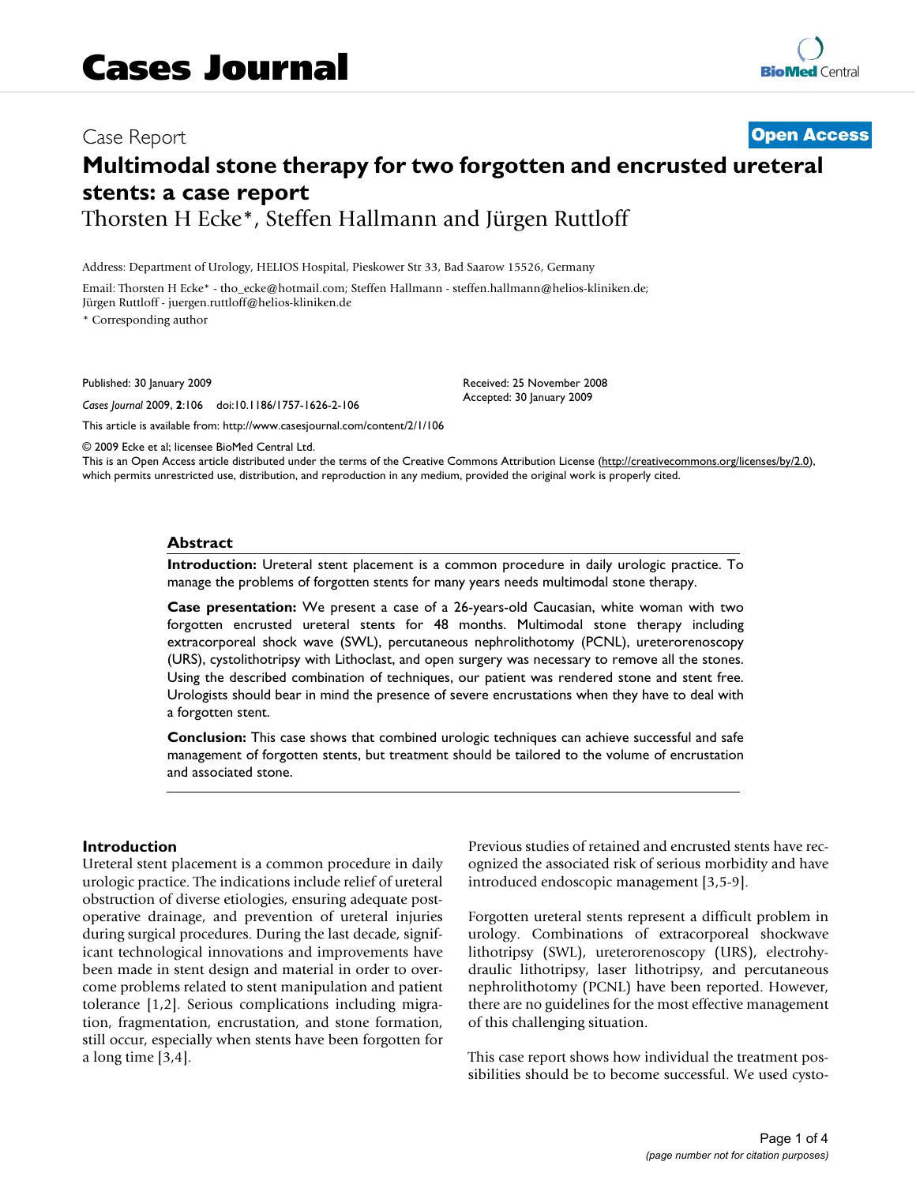# Cases Journal

Case Report

**Open Access**

# Multimodal stone therapy for two forgotten and encrusted ureteral stents: a case report

Thorsten H Ecke*, Steffen Hallmann and Jürgen Ruttloff

Address: Department of Urology, HELIOS Hospital, Pieskower Str 33, Bad Saarow 15526, Germany

Email: Thorsten H Ecke* - tho_ecke@hotmail.com; Steffen Hallmann - steffen.hallmann@helios-kliniken.de; Jürgen Ruttloff - juergen.ruttloff@helios-kliniken.de

* Corresponding author

Published: 30 January 2009

*Cases Journal* 2009, **2**:106 doi:10.1186/1757-1626-2-106

Received: 25 November 2008
Accepted: 30 January 2009

This article is available from: http://www.casesjournal.com/content/2/1/106

© 2009 Ecke et al; licensee BioMed Central Ltd.
This is an Open Access article distributed under the terms of the Creative Commons Attribution License (http://creativecommons.org/licenses/by/2.0), which permits unrestricted use, distribution, and reproduction in any medium, provided the original work is properly cited.

## Abstract

**Introduction:** Ureteral stent placement is a common procedure in daily urologic practice. To manage the problems of forgotten stents for many years needs multimodal stone therapy.

**Case presentation:** We present a case of a 26-years-old Caucasian, white woman with two forgotten encrusted ureteral stents for 48 months. Multimodal stone therapy including extracorporeal shock wave (SWL), percutaneous nephrolithotomy (PCNL), ureterorenoscopy (URS), cystolithotripsy with Lithoclast, and open surgery was necessary to remove all the stones. Using the described combination of techniques, our patient was rendered stone and stent free. Urologists should bear in mind the presence of severe encrustations when they have to deal with a forgotten stent.

**Conclusion:** This case shows that combined urologic techniques can achieve successful and safe management of forgotten stents, but treatment should be tailored to the volume of encrustation and associated stone.

## Introduction

Ureteral stent placement is a common procedure in daily urologic practice. The indications include relief of ureteral obstruction of diverse etiologies, ensuring adequate postoperative drainage, and prevention of ureteral injuries during surgical procedures. During the last decade, significant technological innovations and improvements have been made in stent design and material in order to overcome problems related to stent manipulation and patient tolerance [1,2]. Serious complications including migration, fragmentation, encrustation, and stone formation, still occur, especially when stents have been forgotten for a long time [3,4].

Previous studies of retained and encrusted stents have recognized the associated risk of serious morbidity and have introduced endoscopic management [3,5-9].

Forgotten ureteral stents represent a difficult problem in urology. Combinations of extracorporeal shockwave lithotripsy (SWL), ureterorenoscopy (URS), electrohydraulic lithotripsy, laser lithotripsy, and percutaneous nephrolithotomy (PCNL) have been reported. However, there are no guidelines for the most effective management of this challenging situation.

This case report shows how individual the treatment possibilities should be to become successful. We used cysto-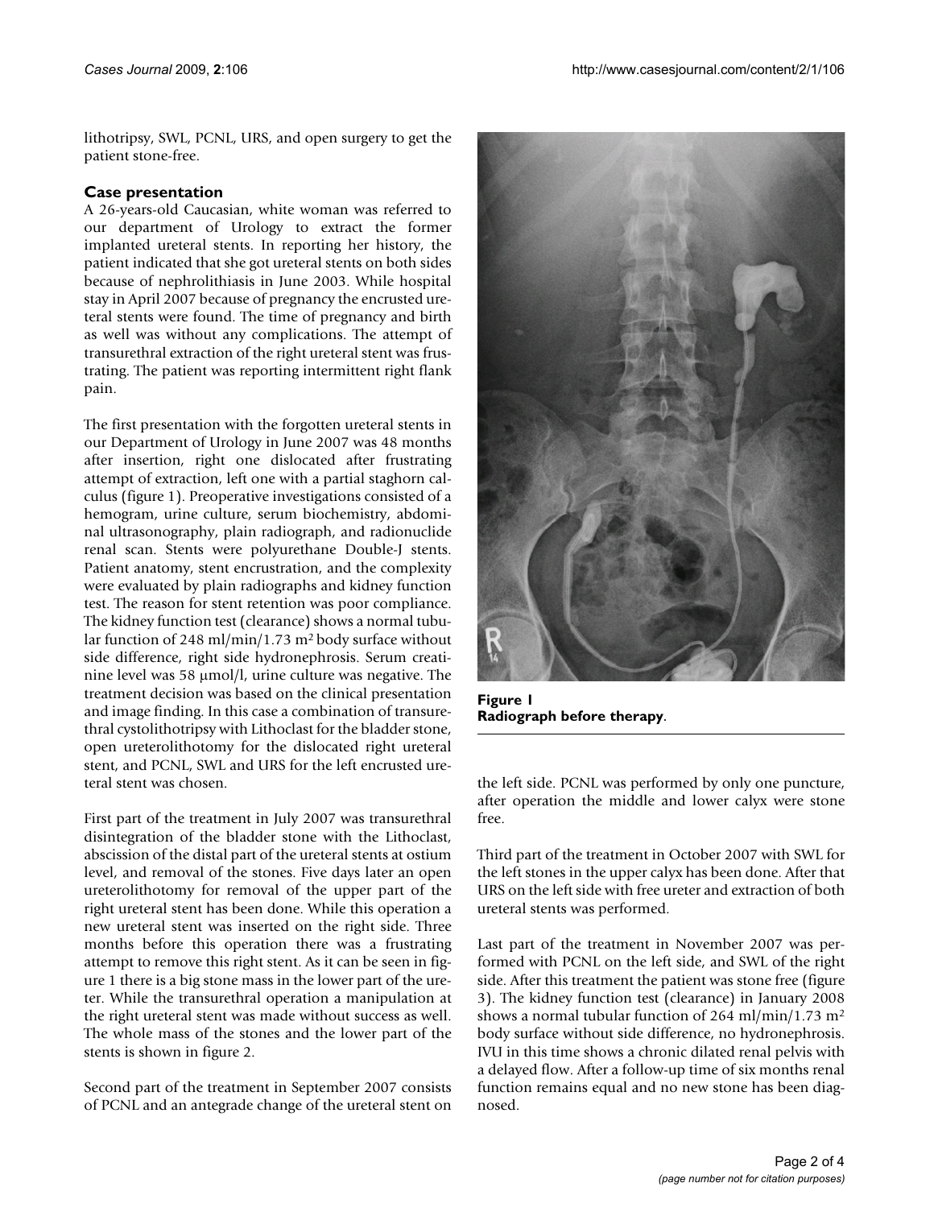lithotripsy, SWL, PCNL, URS, and open surgery to get the patient stone-free.

## Case presentation

A 26-years-old Caucasian, white woman was referred to our department of Urology to extract the former implanted ureteral stents. In reporting her history, the patient indicated that she got ureteral stents on both sides because of nephrolithiasis in June 2003. While hospital stay in April 2007 because of pregnancy the encrusted ureteral stents were found. The time of pregnancy and birth as well was without any complications. The attempt of transurethral extraction of the right ureteral stent was frustrating. The patient was reporting intermittent right flank pain.

The first presentation with the forgotten ureteral stents in our Department of Urology in June 2007 was 48 months after insertion, right one dislocated after frustrating attempt of extraction, left one with a partial staghorn calculus (figure 1). Preoperative investigations consisted of a hemogram, urine culture, serum biochemistry, abdominal ultrasonography, plain radiograph, and radionuclide renal scan. Stents were polyurethane Double-J stents. Patient anatomy, stent encrustration, and the complexity were evaluated by plain radiographs and kidney function test. The reason for stent retention was poor compliance. The kidney function test (clearance) shows a normal tubular function of 248 ml/min/1.73 $m^2$ body surface without side difference, right side hydronephrosis. Serum creatinine level was 58 µmol/l, urine culture was negative. The treatment decision was based on the clinical presentation and image finding. In this case a combination of transurethral cystolithotripsy with Lithoclast for the bladder stone, open ureterolithotomy for the dislocated right ureteral stent, and PCNL, SWL and URS for the left encrusted ureteral stent was chosen.

First part of the treatment in July 2007 was transurethral disintegration of the bladder stone with the Lithoclast, abscission of the distal part of the ureteral stents at ostium level, and removal of the stones. Five days later an open ureterolithotomy for removal of the upper part of the right ureteral stent has been done. While this operation a new ureteral stent was inserted on the right side. Three months before this operation there was a frustrating attempt to remove this right stent. As it can be seen in figure 1 there is a big stone mass in the lower part of the ureter. While the transurethral operation a manipulation at the right ureteral stent was made without success as well. The whole mass of the stones and the lower part of the stents is shown in figure 2.

Second part of the treatment in September 2007 consists of PCNL and an antegrade change of the ureteral stent on the left side. PCNL was performed by only one puncture, after operation the middle and lower calyx were stone free.

**Figure 1**
**Radiograph before therapy**.

Third part of the treatment in October 2007 with SWL for the left stones in the upper calyx has been done. After that URS on the left side with free ureter and extraction of both ureteral stents was performed.

Last part of the treatment in November 2007 was performed with PCNL on the left side, and SWL of the right side. After this treatment the patient was stone free (figure 3). The kidney function test (clearance) in January 2008 shows a normal tubular function of 264 ml/min/1.73 $m^2$ body surface without side difference, no hydronephrosis. IVU in this time shows a chronic dilated renal pelvis with a delayed flow. After a follow-up time of six months renal function remains equal and no new stone has been diagnosed.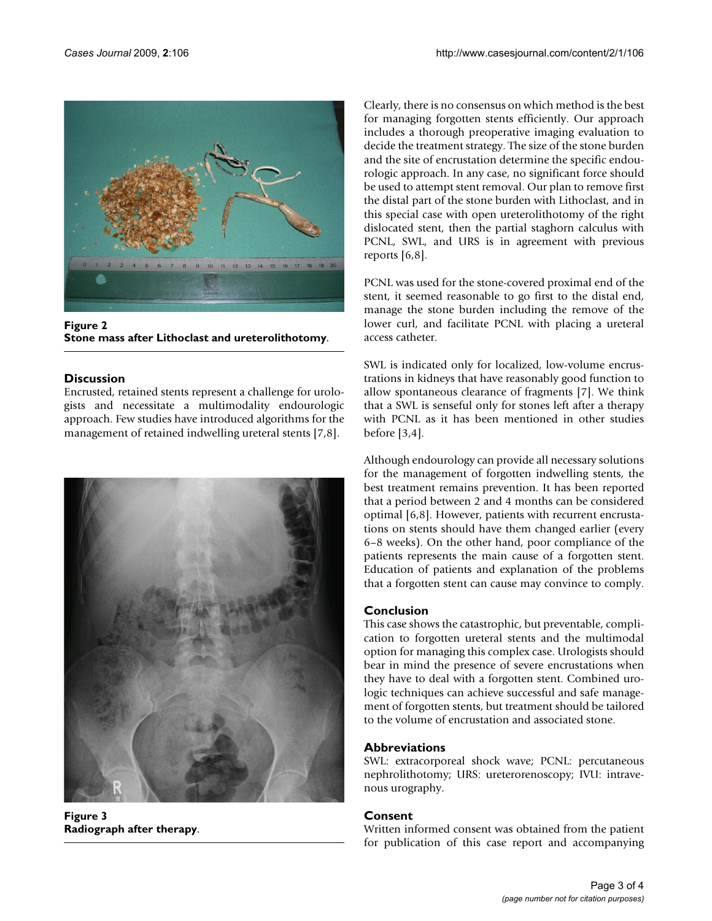Figure 2
**Stone mass after Lithoclast and ureterolithotomy**.

## Discussion

Encrusted, retained stents represent a challenge for urologists and necessitate a multimodality endourologic approach. Few studies have introduced algorithms for the management of retained indwelling ureteral stents [7,8].

Figure 3
**Radiograph after therapy**.

Clearly, there is no consensus on which method is the best for managing forgotten stents efficiently. Our approach includes a thorough preoperative imaging evaluation to decide the treatment strategy. The size of the stone burden and the site of encrustation determine the specific endourologic approach. In any case, no significant force should be used to attempt stent removal. Our plan to remove first the distal part of the stone burden with Lithoclast, and in this special case with open ureterolithotomy of the right dislocated stent, then the partial staghorn calculus with PCNL, SWL, and URS is in agreement with previous reports [6,8].

PCNL was used for the stone-covered proximal end of the stent, it seemed reasonable to go first to the distal end, manage the stone burden including the remove of the lower curl, and facilitate PCNL with placing a ureteral access catheter.

SWL is indicated only for localized, low-volume encrustrations in kidneys that have reasonably good function to allow spontaneous clearance of fragments [7]. We think that a SWL is senseful only for stones left after a therapy with PCNL as it has been mentioned in other studies before [3,4].

Although endourology can provide all necessary solutions for the management of forgotten indwelling stents, the best treatment remains prevention. It has been reported that a period between 2 and 4 months can be considered optimal [6,8]. However, patients with recurrent encrustations on stents should have them changed earlier (every 6–8 weeks). On the other hand, poor compliance of the patients represents the main cause of a forgotten stent. Education of patients and explanation of the problems that a forgotten stent can cause may convince to comply.

## Conclusion

This case shows the catastrophic, but preventable, complication to forgotten ureteral stents and the multimodal option for managing this complex case. Urologists should bear in mind the presence of severe encrustations when they have to deal with a forgotten stent. Combined urologic techniques can achieve successful and safe management of forgotten stents, but treatment should be tailored to the volume of encrustation and associated stone.

## Abbreviations

SWL: extracorporeal shock wave; PCNL: percutaneous nephrolithotomy; URS: ureterorenoscopy; IVU: intravenous urography.

## Consent

Written informed consent was obtained from the patient for publication of this case report and accompanying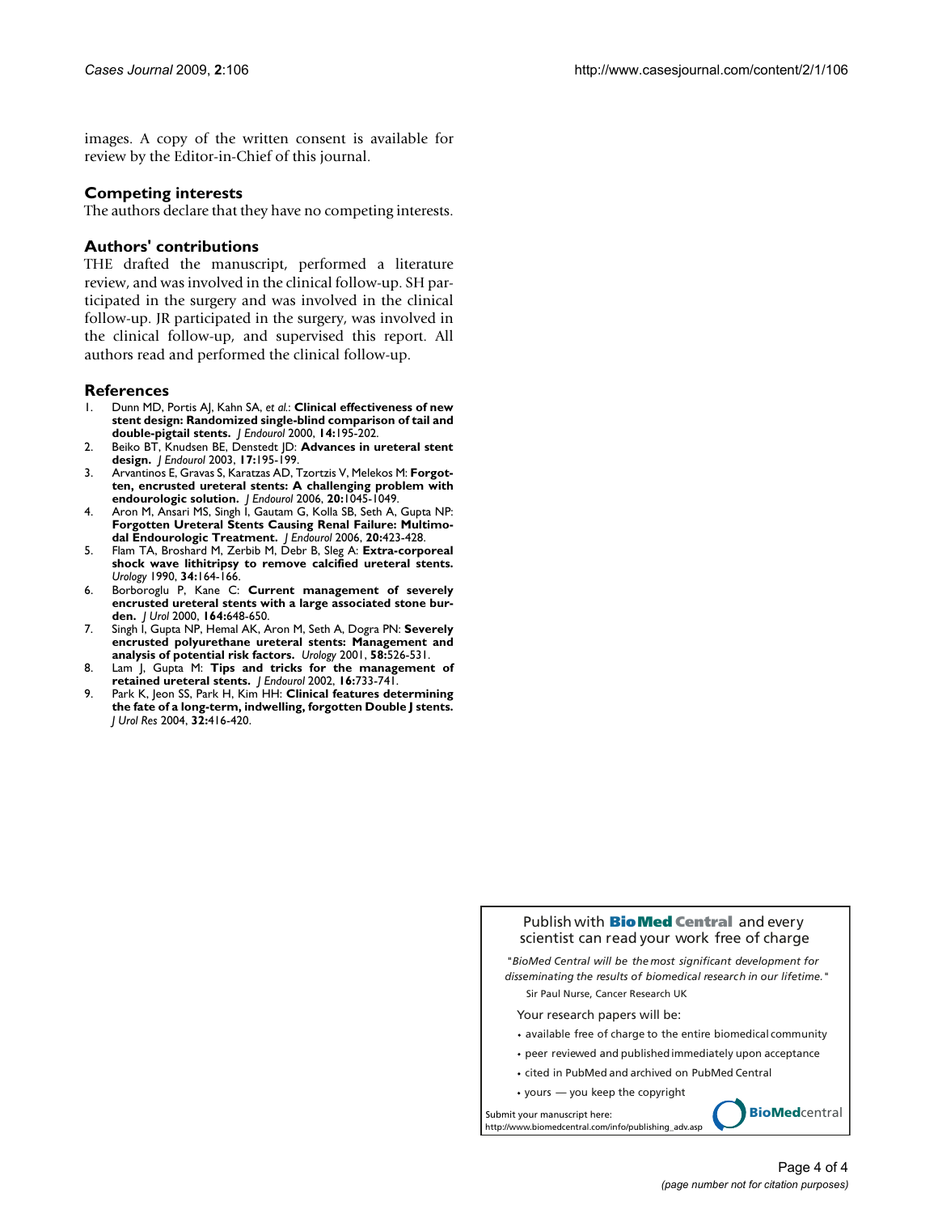images. A copy of the written consent is available for review by the Editor-in-Chief of this journal.

## Competing interests

The authors declare that they have no competing interests.

## Authors' contributions

THE drafted the manuscript, performed a literature review, and was involved in the clinical follow-up. SH participated in the surgery and was involved in the clinical follow-up. JR participated in the surgery, was involved in the clinical follow-up, and supervised this report. All authors read and performed the clinical follow-up.

## References

1. Dunn MD, Portis AJ, Kahn SA, *et al.*: **Clinical effectiveness of new stent design: Randomized single-blind comparison of tail and double-pigtail stents.** *J Endourol* 2000, **14:**195-202.
2. Beiko BT, Knudsen BE, Denstedt JD: **Advances in ureteral stent design.** *J Endourol* 2003, **17:**195-199.
3. Arvantinos E, Gravas S, Karatzas AD, Tzortzis V, Melekos M: **Forgotten, encrusted ureteral stents: A challenging problem with endourologic solution.** *J Endourol* 2006, **20:**1045-1049.
4. Aron M, Ansari MS, Singh I, Gautam G, Kolla SB, Seth A, Gupta NP: **Forgotten Ureteral Stents Causing Renal Failure: Multimodal Endourologic Treatment.** *J Endourol* 2006, **20:**423-428.
5. Flam TA, Broshard M, Zerbib M, Debr B, Sleg A: **Extra-corporeal shock wave lithitripsy to remove calcified ureteral stents.** *Urology* 1990, **34:**164-166.
6. Borboroglu P, Kane C: **Current management of severely encrusted ureteral stents with a large associated stone burden.** *J Urol* 2000, **164:**648-650.
7. Singh I, Gupta NP, Hemal AK, Aron M, Seth A, Dogra PN: **Severely encrusted polyurethane ureteral stents: Management and analysis of potential risk factors.** *Urology* 2001, **58:**526-531.
8. Lam J, Gupta M: **Tips and tricks for the management of retained ureteral stents.** *J Endourol* 2002, **16:**733-741.
9. Park K, Jeon SS, Park H, Kim HH: **Clinical features determining the fate of a long-term, indwelling, forgotten Double J stents.** *J Urol Res* 2004, **32:**416-420.

Publish with **BioMed Central** and every scientist can read your work free of charge

*"BioMed Central will be the most significant development for disseminating the results of biomedical research in our lifetime."*

Sir Paul Nurse, Cancer Research UK

Your research papers will be:

- available free of charge to the entire biomedical community
- peer reviewed and published immediately upon acceptance
- cited in PubMed and archived on PubMed Central
- yours — you keep the copyright

Submit your manuscript here:
http://www.biomedcentral.com/info/publishing_adv.asp

**BioMed**central